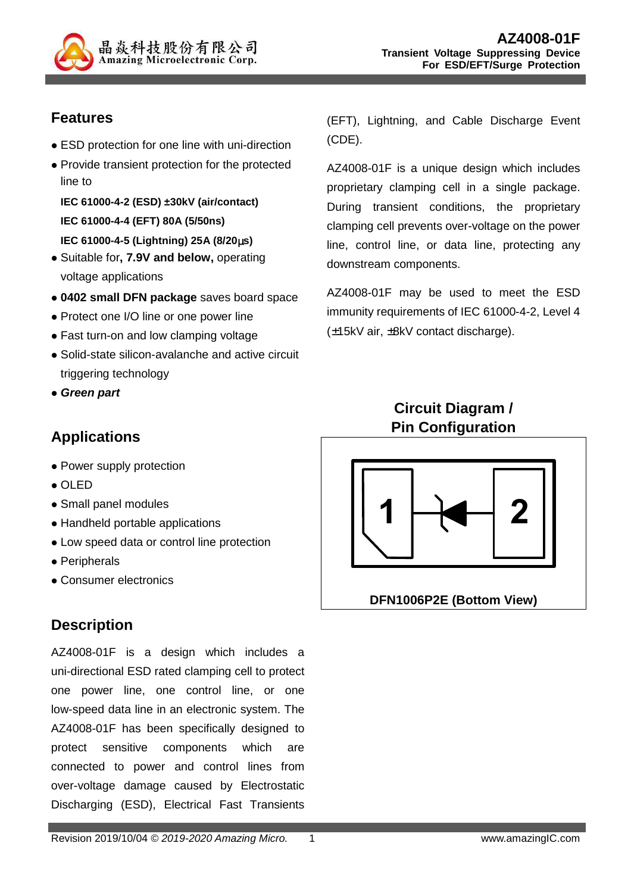# AZ4008-01F

**Transient Voltage Suppressing Device For ESD/EFT/Surge Protection**

## Features

- ESD protection for one line with uni-direction
- Provide transient protection for the protected line to

  **IEC 61000-4-2 (ESD) ±30kV (air/contact)**

  **IEC 61000-4-4 (EFT) 80A (5/50ns)**

  **IEC 61000-4-5 (Lightning) 25A (8/20μs)**
- Suitable for**, 7.9V and below,** operating voltage applications
- **0402 small DFN package** saves board space
- Protect one I/O line or one power line
- Fast turn-on and low clamping voltage
- Solid-state silicon-avalanche and active circuit triggering technology
- ***Green part***

## Applications

- Power supply protection
- OLED
- Small panel modules
- Handheld portable applications
- Low speed data or control line protection
- Peripherals
- Consumer electronics

## Description

AZ4008-01F is a design which includes a uni-directional ESD rated clamping cell to protect one power line, one control line, or one low-speed data line in an electronic system. The AZ4008-01F has been specifically designed to protect sensitive components which are connected to power and control lines from over-voltage damage caused by Electrostatic Discharging (ESD), Electrical Fast Transients (EFT), Lightning, and Cable Discharge Event (CDE).

AZ4008-01F is a unique design which includes proprietary clamping cell in a single package. During transient conditions, the proprietary clamping cell prevents over-voltage on the power line, control line, or data line, protecting any downstream components.

AZ4008-01F may be used to meet the ESD immunity requirements of IEC 61000-4-2, Level 4 (±15kV air, ±8kV contact discharge).

## Circuit Diagram / Pin Configuration

1 ⊣◄⊢ 2

**DFN1006P2E (Bottom View)**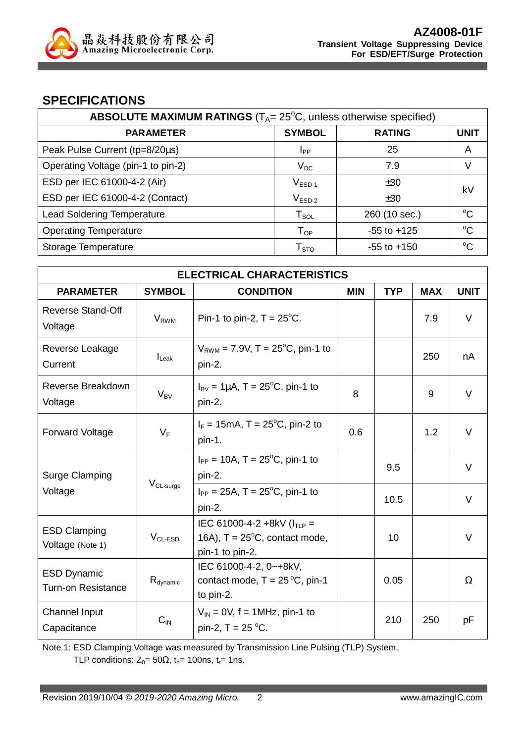## SPECIFICATIONS

| ABSOLUTE MAXIMUM RATINGS ($T_A$= 25°C, unless otherwise specified) | | | |
|---|---|---|---|
| **PARAMETER** | **SYMBOL** | **RATING** | **UNIT** |
| Peak Pulse Current (tp=8/20μs) | $I_{PP}$ | 25 | A |
| Operating Voltage (pin-1 to pin-2) | $V_{DC}$ | 7.9 | V |
| ESD per IEC 61000-4-2 (Air) | $V_{ESD-1}$ | ±30 | kV |
| ESD per IEC 61000-4-2 (Contact) | $V_{ESD-2}$ | ±30 | kV |
| Lead Soldering Temperature | $T_{SOL}$ | 260 (10 sec.) | °C |
| Operating Temperature | $T_{OP}$ | -55 to +125 | °C |
| Storage Temperature | $T_{STO}$ | -55 to +150 | °C |

| ELECTRICAL CHARACTERISTICS | | | | | | |
|---|---|---|---|---|---|---|
| **PARAMETER** | **SYMBOL** | **CONDITION** | **MIN** | **TYP** | **MAX** | **UNIT** |
| Reverse Stand-Off Voltage | $V_{RWM}$ | Pin-1 to pin-2, T = 25°C. | | | 7.9 | V |
| Reverse Leakage Current | $I_{Leak}$ | $V_{RWM}$ = 7.9V, T = 25°C, pin-1 to pin-2. | | | 250 | nA |
| Reverse Breakdown Voltage | $V_{BV}$ | $I_{BV}$ = 1μA, T = 25°C, pin-1 to pin-2. | 8 | | 9 | V |
| Forward Voltage | $V_F$ | $I_F$ = 15mA, T = 25°C, pin-2 to pin-1. | 0.6 | | 1.2 | V |
| Surge Clamping Voltage | $V_{CL-surge}$ | $I_{PP}$ = 10A, T = 25°C, pin-1 to pin-2. | | 9.5 | | V |
| | | $I_{PP}$ = 25A, T = 25°C, pin-1 to pin-2. | | 10.5 | | V |
| ESD Clamping Voltage (Note 1) | $V_{CL-ESD}$ | IEC 61000-4-2 +8kV ($I_{TLP}$ = 16A), T = 25°C, contact mode, pin-1 to pin-2. | | 10 | | V |
| ESD Dynamic Turn-on Resistance | $R_{dynamic}$ | IEC 61000-4-2, 0~+8kV, contact mode, T = 25°C, pin-1 to pin-2. | | 0.05 | | Ω |
| Channel Input Capacitance | $C_{IN}$ | $V_{IN}$ = 0V, f = 1MHz, pin-1 to pin-2, T = 25 °C. | | 210 | 250 | pF |

Note 1: ESD Clamping Voltage was measured by Transmission Line Pulsing (TLP) System.
TLP conditions: $Z_0$= 50Ω, $t_p$= 100ns, $t_r$= 1ns.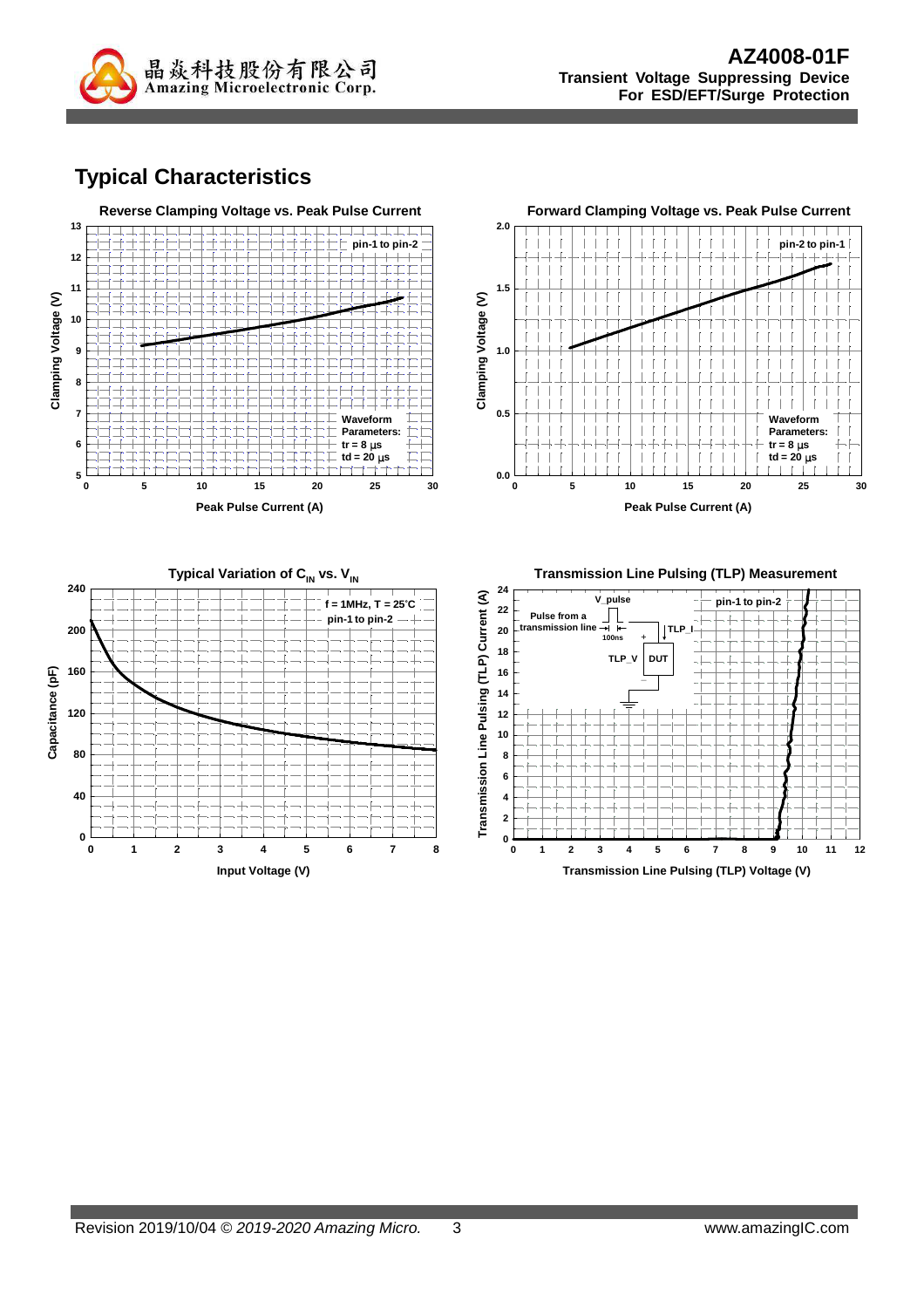## Typical Characteristics

**Reverse Clamping Voltage vs. Peak Pulse Current**

pin-1 to pin-2

Waveform Parameters:
tr = 8 µs
td = 20 µs

Clamping Voltage (V)

Peak Pulse Current (A)

**Forward Clamping Voltage vs. Peak Pulse Current**

pin-2 to pin-1

Waveform Parameters:
tr = 8 µs
td = 20 µs

Clamping Voltage (V)

Peak Pulse Current (A)

**Typical Variation of $C_{IN}$ vs. $V_{IN}$**

f = 1MHz, T = 25°C
pin-1 to pin-2

Capacitance (pF)

Input Voltage (V)

**Transmission Line Pulsing (TLP) Measurement**

pin-1 to pin-2

V_pulse
Pulse from a transmission line
100ns
TLP_I
TLP_V
DUT

Transmission Line Pulsing (TLP) Current (A)

Transmission Line Pulsing (TLP) Voltage (V)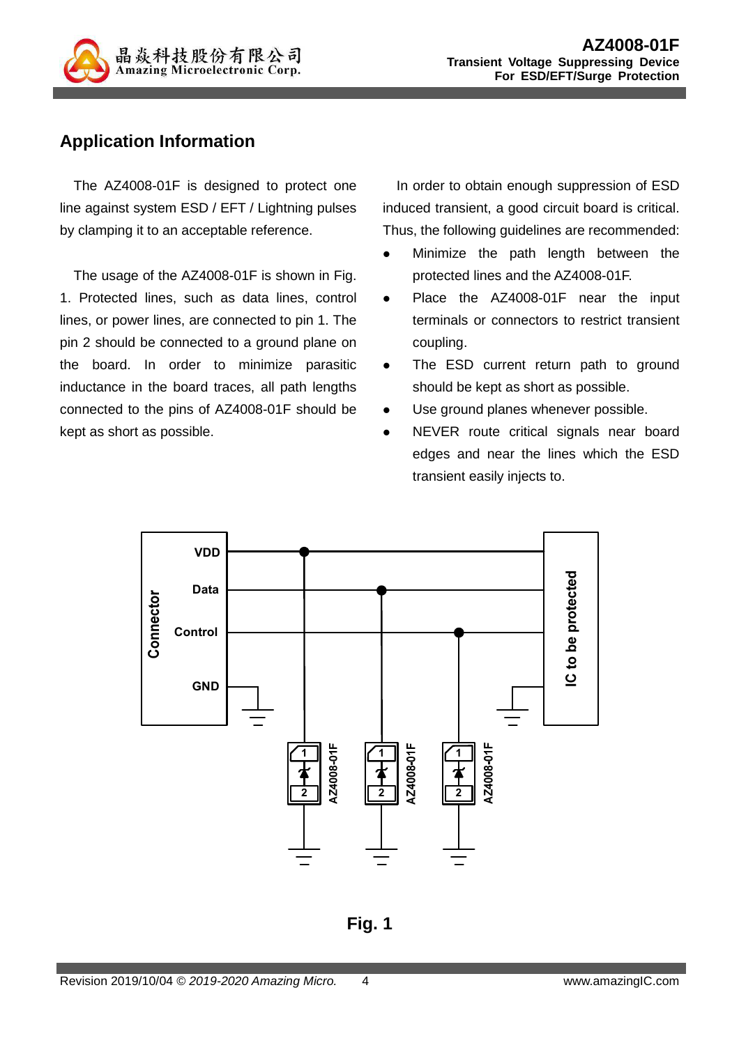## Application Information

The AZ4008-01F is designed to protect one line against system ESD / EFT / Lightning pulses by clamping it to an acceptable reference.

The usage of the AZ4008-01F is shown in Fig. 1. Protected lines, such as data lines, control lines, or power lines, are connected to pin 1. The pin 2 should be connected to a ground plane on the board. In order to minimize parasitic inductance in the board traces, all path lengths connected to the pins of AZ4008-01F should be kept as short as possible.

In order to obtain enough suppression of ESD induced transient, a good circuit board is critical. Thus, the following guidelines are recommended:

- Minimize the path length between the protected lines and the AZ4008-01F.
- Place the AZ4008-01F near the input terminals or connectors to restrict transient coupling.
- The ESD current return path to ground should be kept as short as possible.
- Use ground planes whenever possible.
- NEVER route critical signals near board edges and near the lines which the ESD transient easily injects to.

**Fig. 1**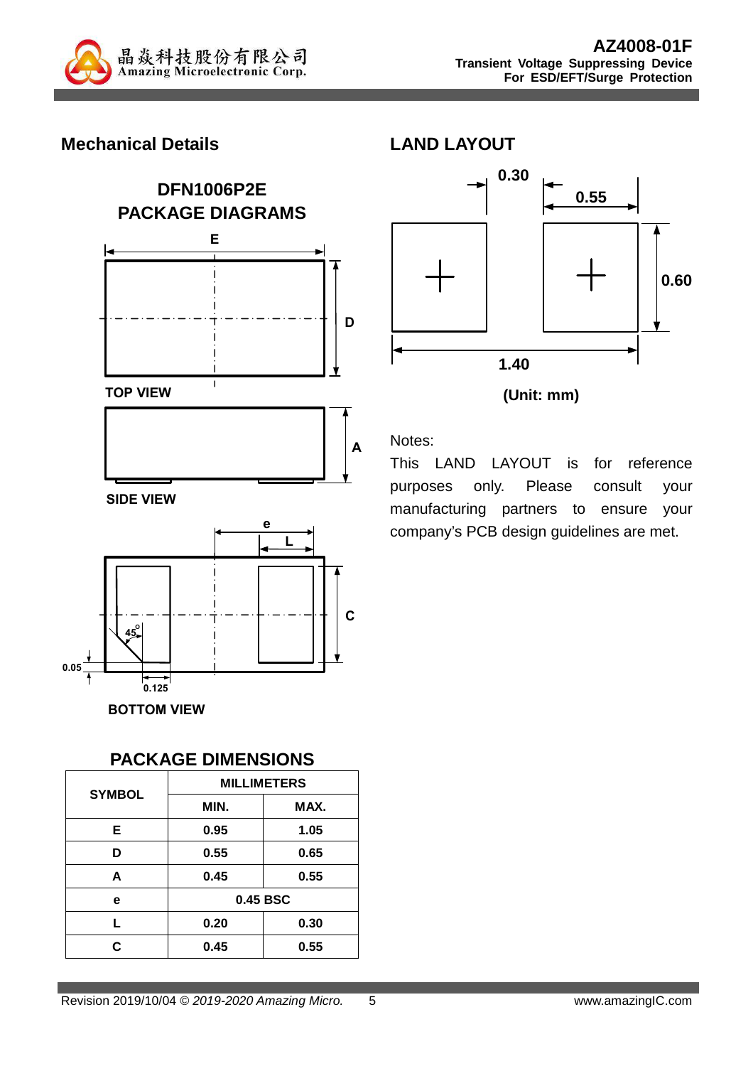## Mechanical Details

### DFN1006P2E PACKAGE DIAGRAMS

TOP VIEW

SIDE VIEW

BOTTOM VIEW

### PACKAGE DIMENSIONS

| SYMBOL | MILLIMETERS | |
|---|---|---|
| | MIN. | MAX. |
| E | 0.95 | 1.05 |
| D | 0.55 | 0.65 |
| A | 0.45 | 0.55 |
| e | 0.45 BSC | |
| L | 0.20 | 0.30 |
| C | 0.45 | 0.55 |

## LAND LAYOUT

(Unit: mm)

Notes:

This LAND LAYOUT is for reference purposes only. Please consult your manufacturing partners to ensure your company's PCB design guidelines are met.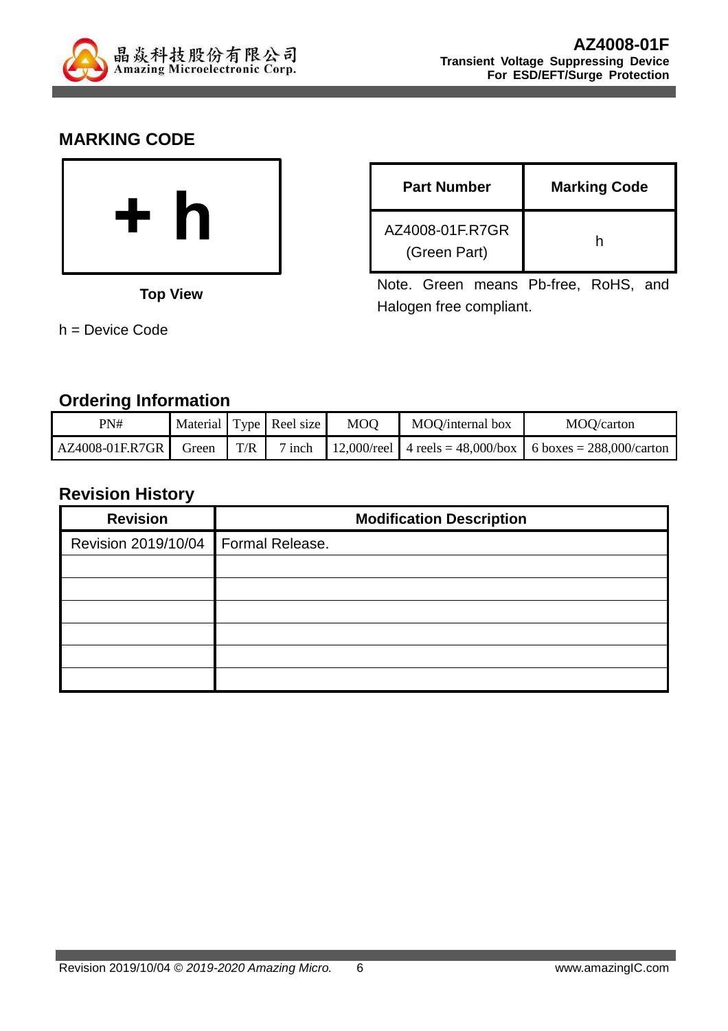## MARKING CODE

+ h

**Top View**

h = Device Code

| Part Number | Marking Code |
|---|---|
| AZ4008-01F.R7GR (Green Part) | h |

Note. Green means Pb-free, RoHS, and Halogen free compliant.

## Ordering Information

| PN# | Material | Type | Reel size | MOQ | MOQ/internal box | MOQ/carton |
|---|---|---|---|---|---|---|
| AZ4008-01F.R7GR | Green | T/R | 7 inch | 12,000/reel | 4 reels = 48,000/box | 6 boxes = 288,000/carton |

## Revision History

| Revision | Modification Description |
|---|---|
| Revision 2019/10/04 | Formal Release. |
| | |
| | |
| | |
| | |
| | |
| | |